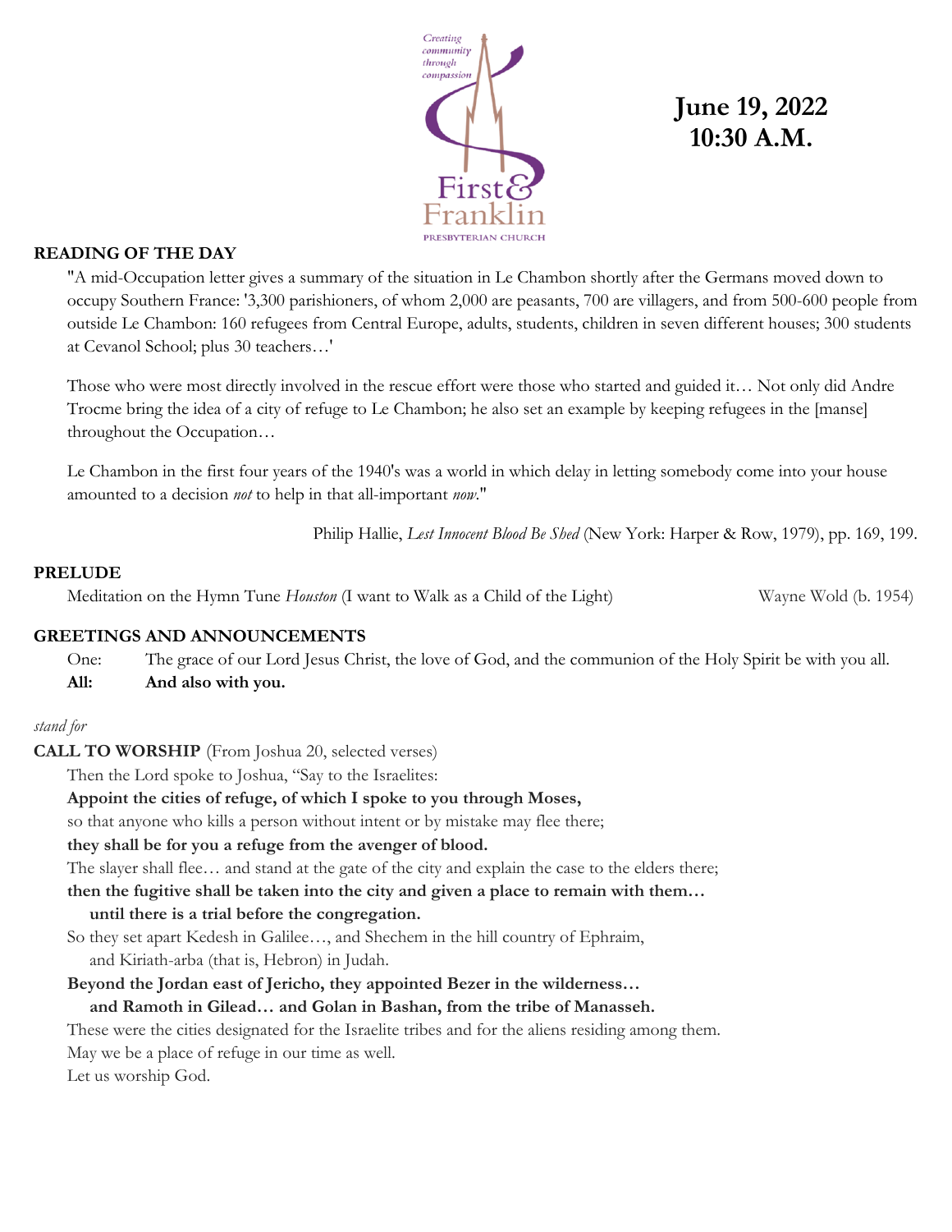Creating community through compassion

First & Franklin
PRESBYTERIAN CHURCH

**June 19, 2022**
**10:30 A.M.**

**READING OF THE DAY**

"A mid-Occupation letter gives a summary of the situation in Le Chambon shortly after the Germans moved down to occupy Southern France: '3,300 parishioners, of whom 2,000 are peasants, 700 are villagers, and from 500-600 people from outside Le Chambon: 160 refugees from Central Europe, adults, students, children in seven different houses; 300 students at Cevanol School; plus 30 teachers…'

Those who were most directly involved in the rescue effort were those who started and guided it… Not only did Andre Trocme bring the idea of a city of refuge to Le Chambon; he also set an example by keeping refugees in the [manse] throughout the Occupation…

Le Chambon in the first four years of the 1940's was a world in which delay in letting somebody come into your house amounted to a decision *not* to help in that all-important *now*."

Philip Hallie, *Lest Innocent Blood Be Shed* (New York: Harper & Row, 1979), pp. 169, 199.

**PRELUDE**

Meditation on the Hymn Tune *Houston* (I want to Walk as a Child of the Light) — Wayne Wold (b. 1954)

**GREETINGS AND ANNOUNCEMENTS**

One: The grace of our Lord Jesus Christ, the love of God, and the communion of the Holy Spirit be with you all.
**All: And also with you.**

*stand for*

**CALL TO WORSHIP** (From Joshua 20, selected verses)

Then the Lord spoke to Joshua, "Say to the Israelites:
**Appoint the cities of refuge, of which I spoke to you through Moses,**
so that anyone who kills a person without intent or by mistake may flee there;
**they shall be for you a refuge from the avenger of blood.**
The slayer shall flee… and stand at the gate of the city and explain the case to the elders there;
**then the fugitive shall be taken into the city and given a place to remain with them…**
**until there is a trial before the congregation.**
So they set apart Kedesh in Galilee…, and Shechem in the hill country of Ephraim,
and Kiriath-arba (that is, Hebron) in Judah.
**Beyond the Jordan east of Jericho, they appointed Bezer in the wilderness…**
**and Ramoth in Gilead… and Golan in Bashan, from the tribe of Manasseh.**
These were the cities designated for the Israelite tribes and for the aliens residing among them.
May we be a place of refuge in our time as well.
Let us worship God.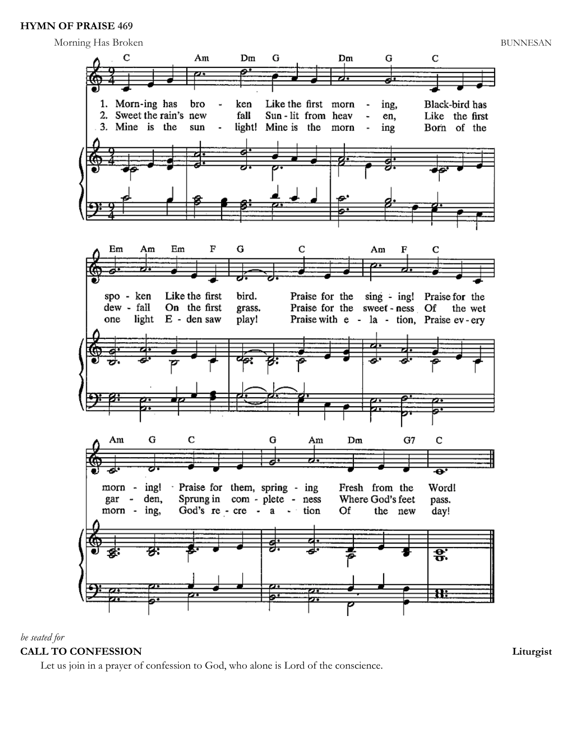**HYMN OF PRAISE 469**

Morning Has Broken BUNNESAN

1. Morn-ing has bro - ken Like the first morn - ing, Black-bird has spo - ken Like the first bird. Praise for the sing - ing! Praise for the morn - ing! Praise for them, spring - ing Fresh from the Word!

2. Sweet the rain's new fall Sun - lit from heav - en, Like the first dew - fall On the first grass. Praise for the sweet - ness Of the wet gar - den, Sprung in com - plete - ness Where God's feet pass.

3. Mine is the sun - light! Mine is the morn - ing Born of the one light E - den saw play! Praise with e - la - tion, Praise ev - ery morn - ing, God's re - cre - a - tion Of the new day!

*be seated for*

**CALL TO CONFESSION** **Liturgist**

Let us join in a prayer of confession to God, who alone is Lord of the conscience.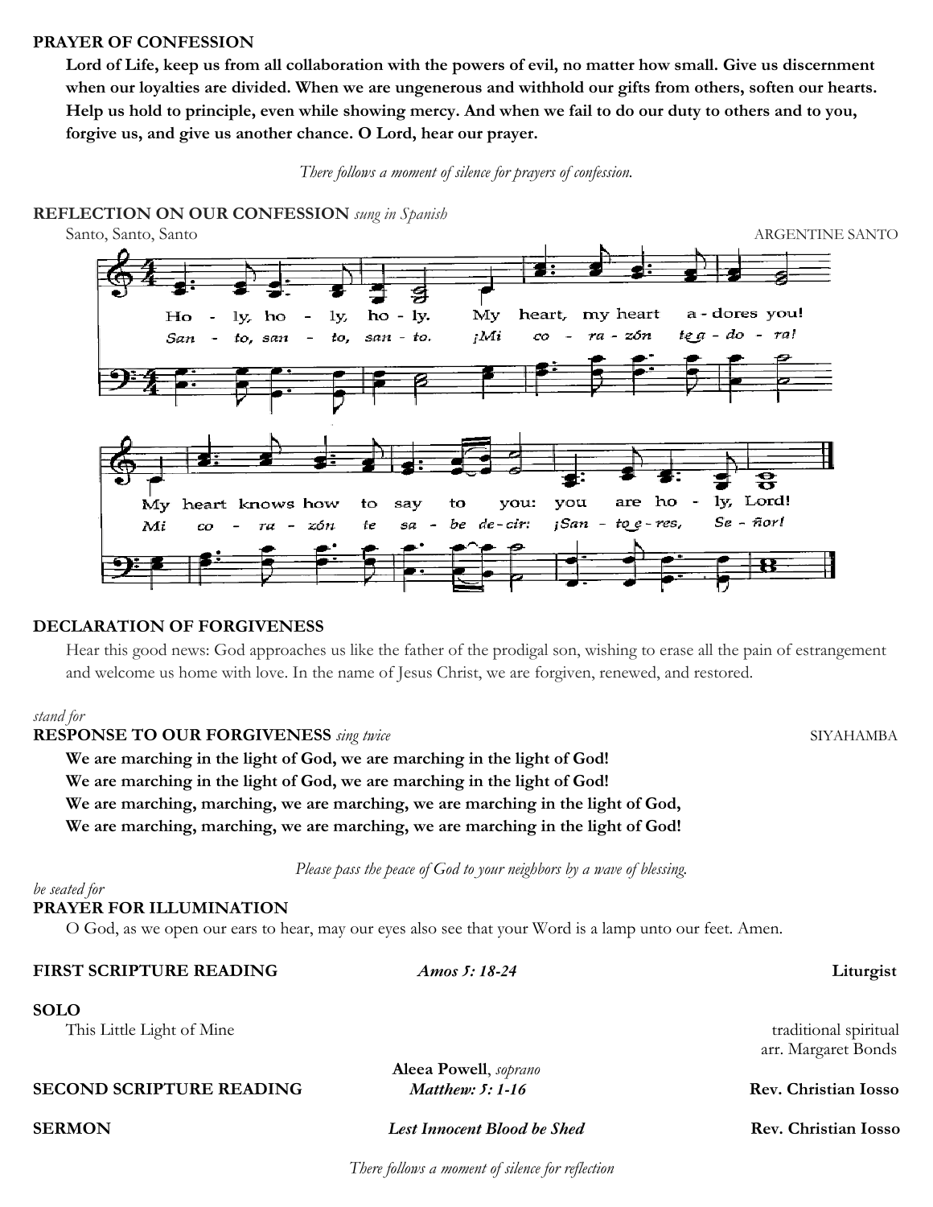**PRAYER OF CONFESSION**

**Lord of Life, keep us from all collaboration with the powers of evil, no matter how small. Give us discernment when our loyalties are divided. When we are ungenerous and withhold our gifts from others, soften our hearts. Help us hold to principle, even while showing mercy. And when we fail to do our duty to others and to you, forgive us, and give us another chance. O Lord, hear our prayer.**

*There follows a moment of silence for prayers of confession.*

**REFLECTION ON OUR CONFESSION** *sung in Spanish*

Santo, Santo, Santo — ARGENTINE SANTO

Holy, holy, holy. My heart, my heart adores you!
*Santo, santo, santo. ¡Mi corazón te adora!*

My heart knows how to say to you: you are holy, Lord!
*Mi corazón te sabe decir: ¡Santo eres, Señor!*

**DECLARATION OF FORGIVENESS**

Hear this good news: God approaches us like the father of the prodigal son, wishing to erase all the pain of estrangement and welcome us home with love. In the name of Jesus Christ, we are forgiven, renewed, and restored.

*stand for*

**RESPONSE TO OUR FORGIVENESS** *sing twice* — SIYAHAMBA

**We are marching in the light of God, we are marching in the light of God!**
**We are marching in the light of God, we are marching in the light of God!**
**We are marching, marching, we are marching, we are marching in the light of God,**
**We are marching, marching, we are marching, we are marching in the light of God!**

*Please pass the peace of God to your neighbors by a wave of blessing.*

*be seated for*

**PRAYER FOR ILLUMINATION**

O God, as we open our ears to hear, may our eyes also see that your Word is a lamp unto our feet. Amen.

**FIRST SCRIPTURE READING** — ***Amos 5: 18-24*** — **Liturgist**

**SOLO**

This Little Light of Mine — traditional spiritual, arr. Margaret Bonds

**Aleea Powell**, *soprano*

**SECOND SCRIPTURE READING** — ***Matthew: 5: 1-16*** — **Rev. Christian Iosso**

**SERMON** — ***Lest Innocent Blood be Shed*** — **Rev. Christian Iosso**

*There follows a moment of silence for reflection*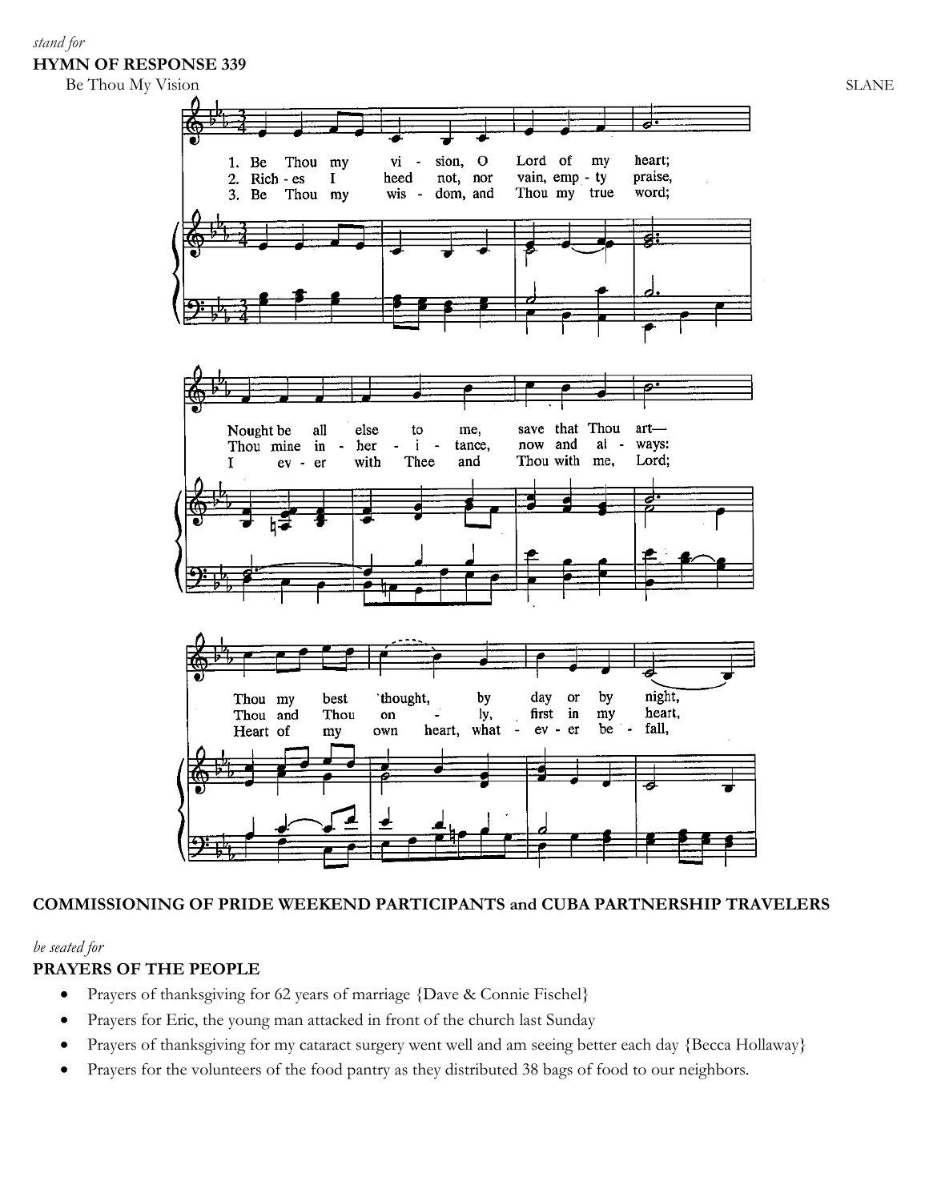*stand for*

**HYMN OF RESPONSE 339**

Be Thou My Vision — SLANE

1. Be Thou my vision, O Lord of my heart;
Nought be all else to me, save that Thou art—
Thou my best thought, by day or by night,

2. Riches I heed not, nor vain, empty praise,
Thou mine inheritance, now and always:
Thou and Thou only, first in my heart,

3. Be Thou my wisdom, and Thou my true word;
I ever with Thee and Thou with me, Lord;
Heart of my own heart, whatever befall,

**COMMISSIONING OF PRIDE WEEKEND PARTICIPANTS and CUBA PARTNERSHIP TRAVELERS**

*be seated for*

**PRAYERS OF THE PEOPLE**

- Prayers of thanksgiving for 62 years of marriage {Dave & Connie Fischel}
- Prayers for Eric, the young man attacked in front of the church last Sunday
- Prayers of thanksgiving for my cataract surgery went well and am seeing better each day {Becca Hollaway}
- Prayers for the volunteers of the food pantry as they distributed 38 bags of food to our neighbors.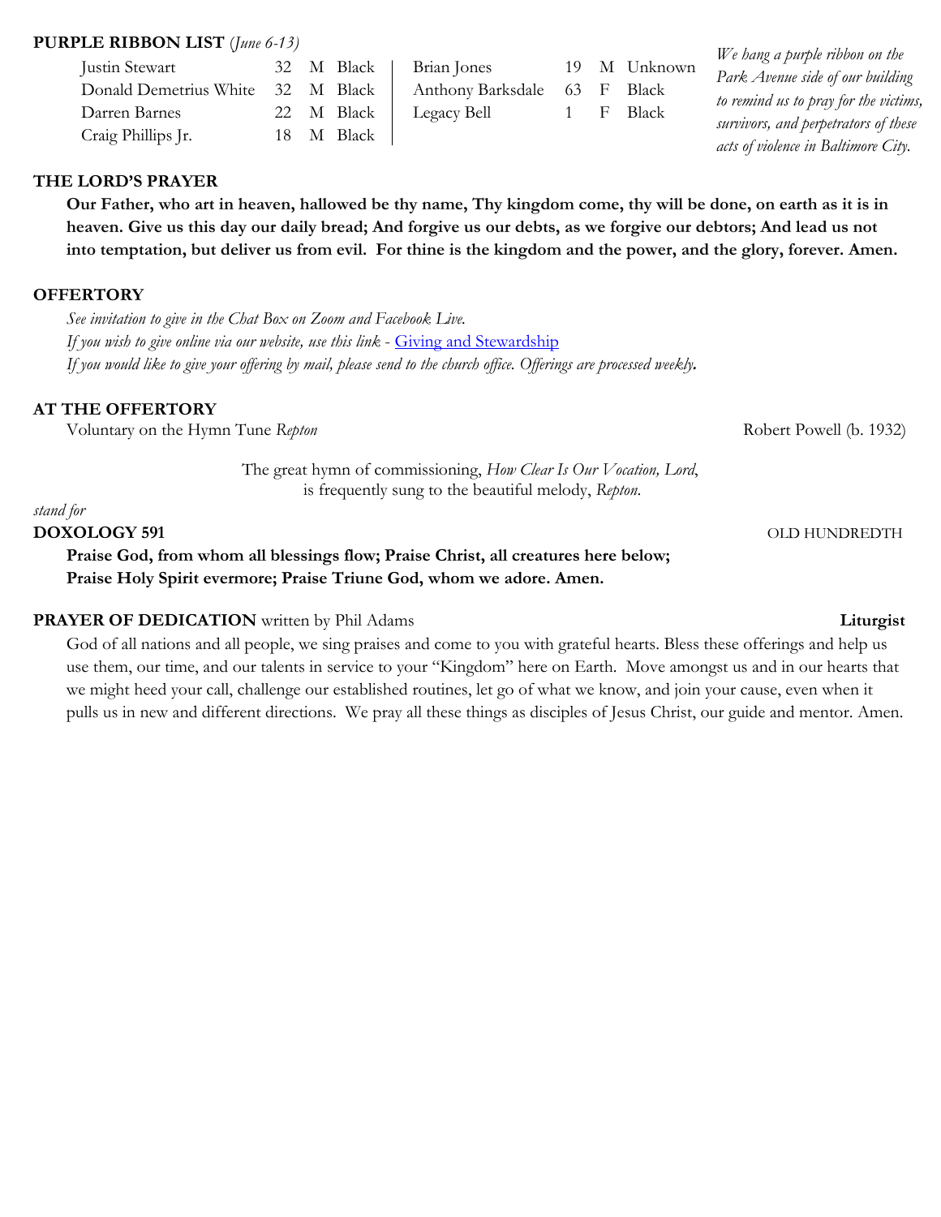**PURPLE RIBBON LIST** (*June 6-13*)

| Name | Age | Sex | Race |
|---|---|---|---|
| Justin Stewart | 32 | M | Black |
| Donald Demetrius White | 32 | M | Black |
| Darren Barnes | 22 | M | Black |
| Craig Phillips Jr. | 18 | M | Black |
| Brian Jones | 19 | M | Unknown |
| Anthony Barksdale | 63 | F | Black |
| Legacy Bell | 1 | F | Black |

*We hang a purple ribbon on the Park Avenue side of our building to remind us to pray for the victims, survivors, and perpetrators of these acts of violence in Baltimore City.*

**THE LORD'S PRAYER**

**Our Father, who art in heaven, hallowed be thy name, Thy kingdom come, thy will be done, on earth as it is in heaven. Give us this day our daily bread; And forgive us our debts, as we forgive our debtors; And lead us not into temptation, but deliver us from evil. For thine is the kingdom and the power, and the glory, forever. Amen.**

**OFFERTORY**

*See invitation to give in the Chat Box on Zoom and Facebook Live.*
*If you wish to give online via our website, use this link -* Giving and Stewardship
*If you would like to give your offering by mail, please send to the church office. Offerings are processed weekly.*

**AT THE OFFERTORY**

Voluntary on the Hymn Tune *Repton* — Robert Powell (b. 1932)

The great hymn of commissioning, *How Clear Is Our Vocation, Lord*, is frequently sung to the beautiful melody, *Repton.*

*stand for*

**DOXOLOGY 591** — OLD HUNDREDTH

**Praise God, from whom all blessings flow; Praise Christ, all creatures here below;**
**Praise Holy Spirit evermore; Praise Triune God, whom we adore. Amen.**

**PRAYER OF DEDICATION** written by Phil Adams — **Liturgist**

God of all nations and all people, we sing praises and come to you with grateful hearts. Bless these offerings and help us use them, our time, and our talents in service to your "Kingdom" here on Earth. Move amongst us and in our hearts that we might heed your call, challenge our established routines, let go of what we know, and join your cause, even when it pulls us in new and different directions. We pray all these things as disciples of Jesus Christ, our guide and mentor. Amen.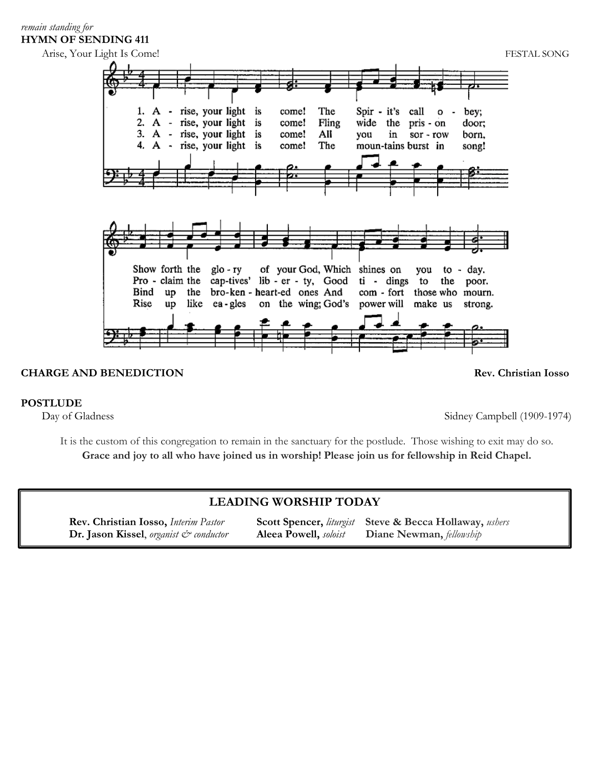*remain standing for*

**HYMN OF SENDING 411**

Arise, Your Light Is Come! FESTAL SONG

1. A - rise, your light is come! The Spir - it's call o - bey; Show forth the glo - ry of your God, Which shines on you to - day.
2. A - rise, your light is come! Fling wide the pris - on door; Pro - claim the cap-tives' lib - er - ty, Good ti - dings to the poor.
3. A - rise, your light is come! All you in sor - row born, Bind up the bro-ken - heart-ed ones And com - fort those who mourn.
4. A - rise, your light is come! The moun-tains burst in song! Rise up like ea - gles on the wing; God's power will make us strong.

**CHARGE AND BENEDICTION** **Rev. Christian Iosso**

**POSTLUDE**

Day of Gladness Sidney Campbell (1909-1974)

It is the custom of this congregation to remain in the sanctuary for the postlude. Those wishing to exit may do so.

**Grace and joy to all who have joined us in worship! Please join us for fellowship in Reid Chapel.**

## LEADING WORSHIP TODAY

**Rev. Christian Iosso,** *Interim Pastor*
**Dr. Jason Kissel**, *organist & conductor*
**Scott Spencer,** *liturgist*
**Aleea Powell,** *soloist*
**Steve & Becca Hollaway,** *ushers*
**Diane Newman,** *fellowship*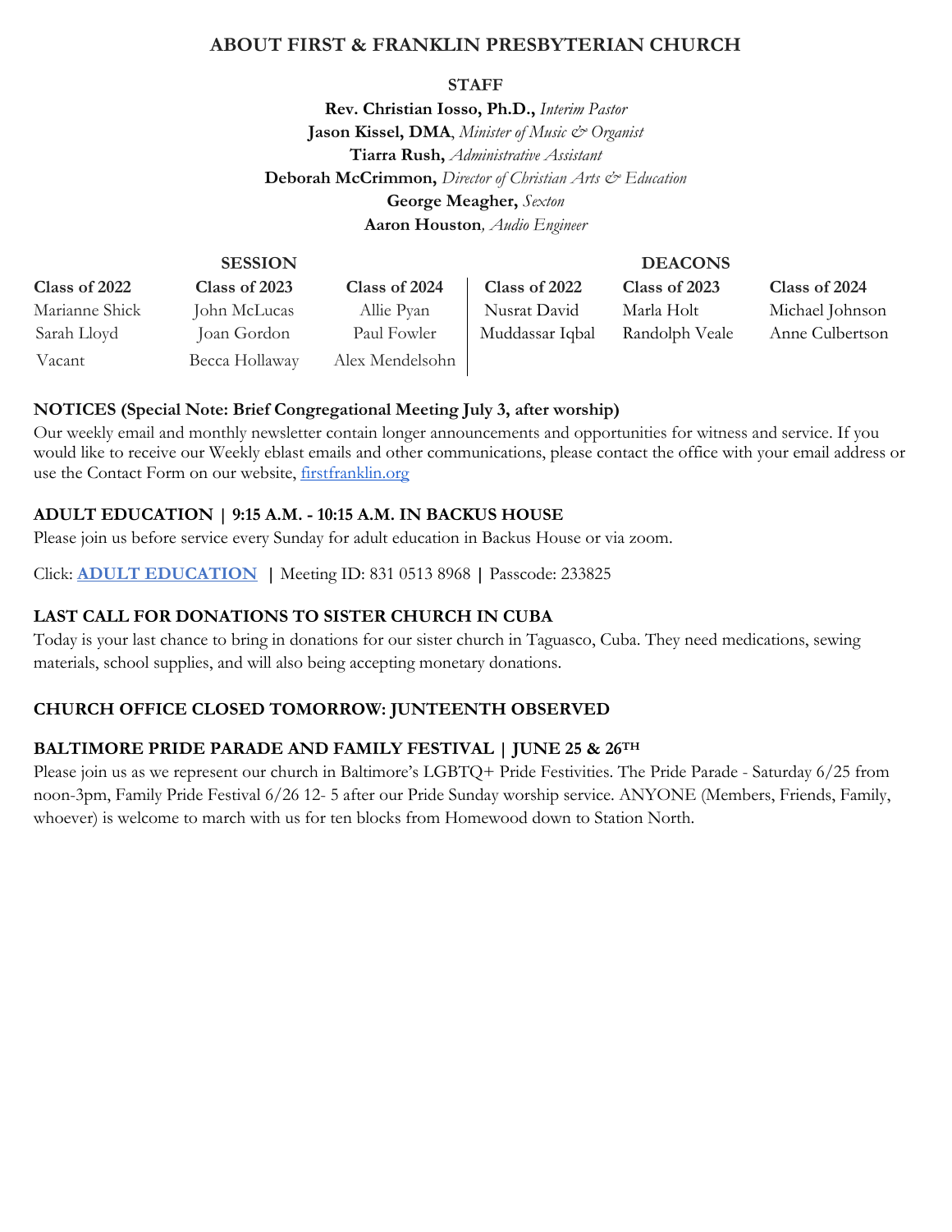# ABOUT FIRST & FRANKLIN PRESBYTERIAN CHURCH

## STAFF

**Rev. Christian Iosso, Ph.D.,** *Interim Pastor*
**Jason Kissel, DMA**, *Minister of Music & Organist*
**Tiarra Rush,** *Administrative Assistant*
**Deborah McCrimmon,** *Director of Christian Arts & Education*
**George Meagher,** *Sexton*
**Aaron Houston**, *Audio Engineer*

| SESSION | | | DEACONS | | |
|---|---|---|---|---|---|
| **Class of 2022** | **Class of 2023** | **Class of 2024** | **Class of 2022** | **Class of 2023** | **Class of 2024** |
| Marianne Shick | John McLucas | Allie Pyan | Nusrat David | Marla Holt | Michael Johnson |
| Sarah Lloyd | Joan Gordon | Paul Fowler | Muddassar Iqbal | Randolph Veale | Anne Culbertson |
| Vacant | Becca Hollaway | Alex Mendelsohn | | | |

## NOTICES (Special Note: Brief Congregational Meeting July 3, after worship)

Our weekly email and monthly newsletter contain longer announcements and opportunities for witness and service. If you would like to receive our Weekly eblast emails and other communications, please contact the office with your email address or use the Contact Form on our website, firstfranklin.org

## ADULT EDUCATION | 9:15 A.M. - 10:15 A.M. IN BACKUS HOUSE

Please join us before service every Sunday for adult education in Backus House or via zoom.

Click: **ADULT EDUCATION** | Meeting ID: 831 0513 8968 | Passcode: 233825

## LAST CALL FOR DONATIONS TO SISTER CHURCH IN CUBA

Today is your last chance to bring in donations for our sister church in Taguasco, Cuba. They need medications, sewing materials, school supplies, and will also being accepting monetary donations.

## CHURCH OFFICE CLOSED TOMORROW: JUNTEENTH OBSERVED

## BALTIMORE PRIDE PARADE AND FAMILY FESTIVAL | JUNE 25 & 26TH

Please join us as we represent our church in Baltimore's LGBTQ+ Pride Festivities. The Pride Parade - Saturday 6/25 from noon-3pm, Family Pride Festival 6/26 12- 5 after our Pride Sunday worship service. ANYONE (Members, Friends, Family, whoever) is welcome to march with us for ten blocks from Homewood down to Station North.